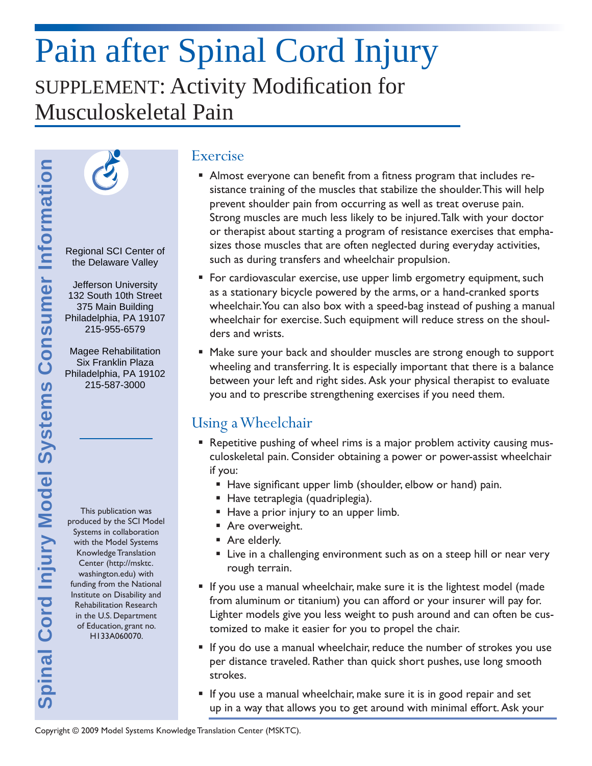# Pain after Spinal Cord Injury

## SUPPLEMENT: Activity Modification for Musculoskeletal Pain

Spinal Cord Injury Model Systems Consumer Information

Regional SCI Center of the Delaware Valley

Jefferson University
132 South 10th Street
375 Main Building
Philadelphia, PA 19107
215-955-6579

Magee Rehabilitation
Six Franklin Plaza
Philadelphia, PA 19102
215-587-3000

This publication was produced by the SCI Model Systems in collaboration with the Model Systems Knowledge Translation Center (http://msktc.washington.edu) with funding from the National Institute on Disability and Rehabilitation Research in the U.S. Department of Education, grant no. H133A060070.

### Exercise

- Almost everyone can benefit from a fitness program that includes resistance training of the muscles that stabilize the shoulder. This will help prevent shoulder pain from occurring as well as treat overuse pain. Strong muscles are much less likely to be injured. Talk with your doctor or therapist about starting a program of resistance exercises that emphasizes those muscles that are often neglected during everyday activities, such as during transfers and wheelchair propulsion.
- For cardiovascular exercise, use upper limb ergometry equipment, such as a stationary bicycle powered by the arms, or a hand-cranked sports wheelchair. You can also box with a speed-bag instead of pushing a manual wheelchair for exercise. Such equipment will reduce stress on the shoulders and wrists.
- Make sure your back and shoulder muscles are strong enough to support wheeling and transferring. It is especially important that there is a balance between your left and right sides. Ask your physical therapist to evaluate you and to prescribe strengthening exercises if you need them.

### Using a Wheelchair

- Repetitive pushing of wheel rims is a major problem activity causing musculoskeletal pain. Consider obtaining a power or power-assist wheelchair if you:
  - Have significant upper limb (shoulder, elbow or hand) pain.
  - Have tetraplegia (quadriplegia).
  - Have a prior injury to an upper limb.
  - Are overweight.
  - Are elderly.
  - Live in a challenging environment such as on a steep hill or near very rough terrain.
- If you use a manual wheelchair, make sure it is the lightest model (made from aluminum or titanium) you can afford or your insurer will pay for. Lighter models give you less weight to push around and can often be customized to make it easier for you to propel the chair.
- If you do use a manual wheelchair, reduce the number of strokes you use per distance traveled. Rather than quick short pushes, use long smooth strokes.
- If you use a manual wheelchair, make sure it is in good repair and set up in a way that allows you to get around with minimal effort. Ask your

Copyright © 2009 Model Systems Knowledge Translation Center (MSKTC).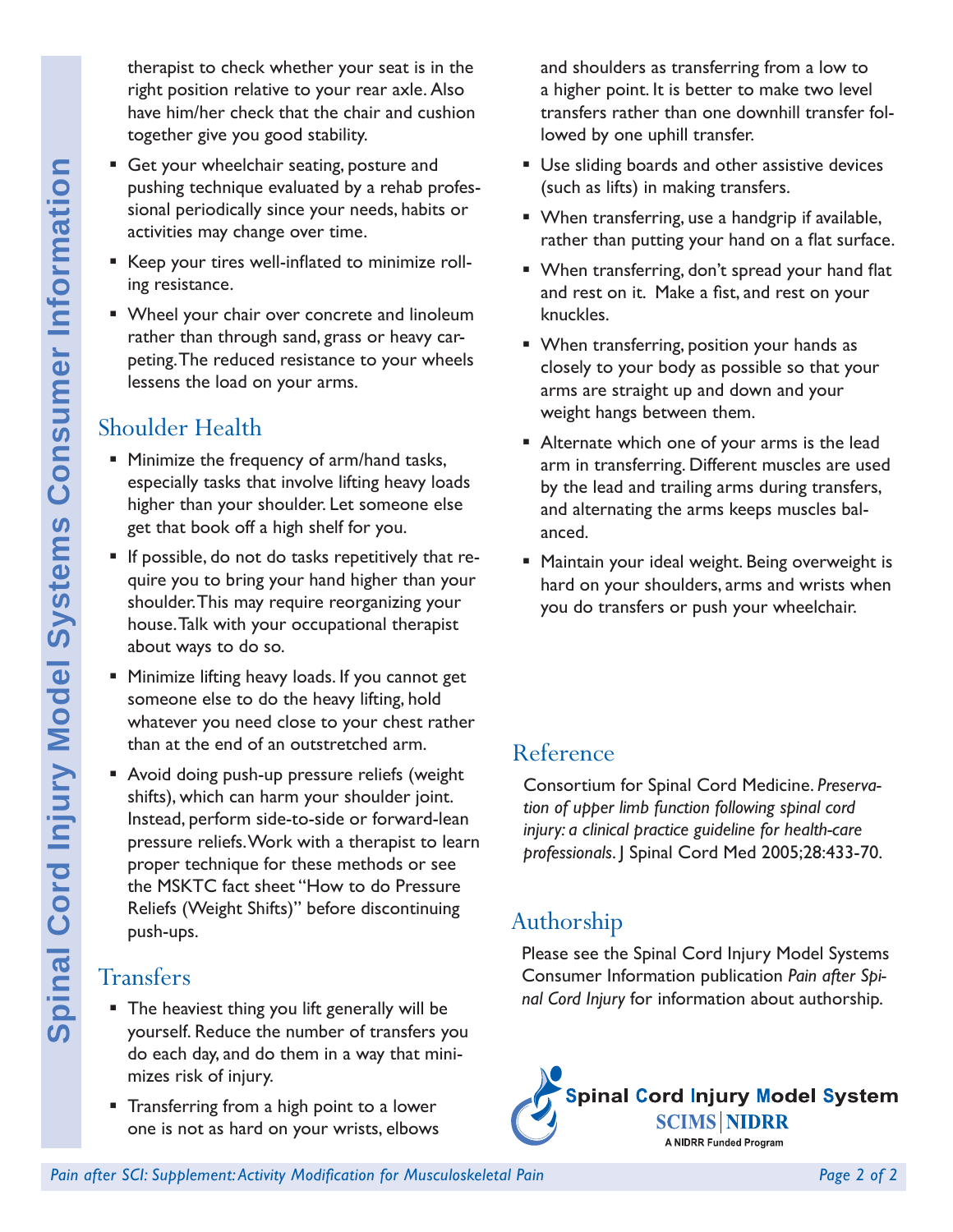therapist to check whether your seat is in the right position relative to your rear axle. Also have him/her check that the chair and cushion together give you good stability.

- Get your wheelchair seating, posture and pushing technique evaluated by a rehab professional periodically since your needs, habits or activities may change over time.
- Keep your tires well-inflated to minimize rolling resistance.
- Wheel your chair over concrete and linoleum rather than through sand, grass or heavy carpeting. The reduced resistance to your wheels lessens the load on your arms.

## Shoulder Health

- Minimize the frequency of arm/hand tasks, especially tasks that involve lifting heavy loads higher than your shoulder. Let someone else get that book off a high shelf for you.
- If possible, do not do tasks repetitively that require you to bring your hand higher than your shoulder. This may require reorganizing your house. Talk with your occupational therapist about ways to do so.
- Minimize lifting heavy loads. If you cannot get someone else to do the heavy lifting, hold whatever you need close to your chest rather than at the end of an outstretched arm.
- Avoid doing push-up pressure reliefs (weight shifts), which can harm your shoulder joint. Instead, perform side-to-side or forward-lean pressure reliefs. Work with a therapist to learn proper technique for these methods or see the MSKTC fact sheet "How to do Pressure Reliefs (Weight Shifts)" before discontinuing push-ups.

## Transfers

- The heaviest thing you lift generally will be yourself. Reduce the number of transfers you do each day, and do them in a way that minimizes risk of injury.
- Transferring from a high point to a lower one is not as hard on your wrists, elbows and shoulders as transferring from a low to a higher point. It is better to make two level transfers rather than one downhill transfer followed by one uphill transfer.
- Use sliding boards and other assistive devices (such as lifts) in making transfers.
- When transferring, use a handgrip if available, rather than putting your hand on a flat surface.
- When transferring, don't spread your hand flat and rest on it. Make a fist, and rest on your knuckles.
- When transferring, position your hands as closely to your body as possible so that your arms are straight up and down and your weight hangs between them.
- Alternate which one of your arms is the lead arm in transferring. Different muscles are used by the lead and trailing arms during transfers, and alternating the arms keeps muscles balanced.
- Maintain your ideal weight. Being overweight is hard on your shoulders, arms and wrists when you do transfers or push your wheelchair.

## Reference

Consortium for Spinal Cord Medicine. *Preservation of upper limb function following spinal cord injury: a clinical practice guideline for health-care professionals*. J Spinal Cord Med 2005;28:433-70.

## Authorship

Please see the Spinal Cord Injury Model Systems Consumer Information publication *Pain after Spinal Cord Injury* for information about authorship.

Spinal Cord Injury Model System
SCIMS | NIDRR
A NIDRR Funded Program